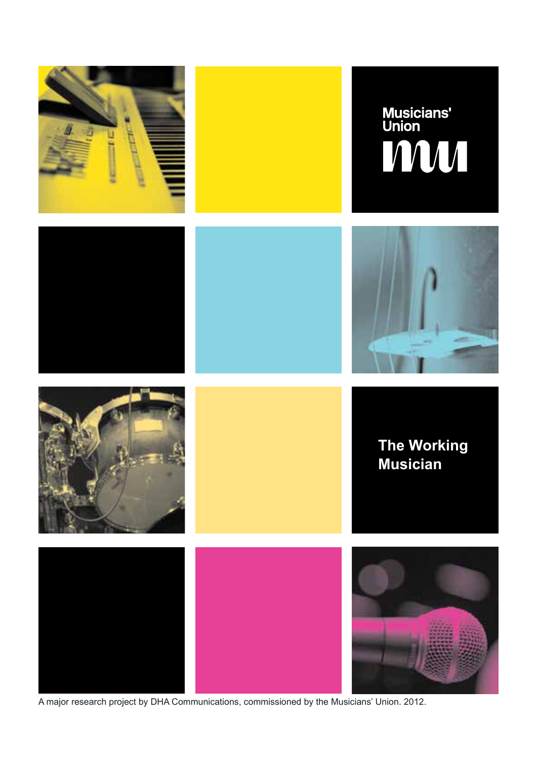Musicians' Union

# The Working Musician

A major research project by DHA Communications, commissioned by the Musicians' Union. 2012.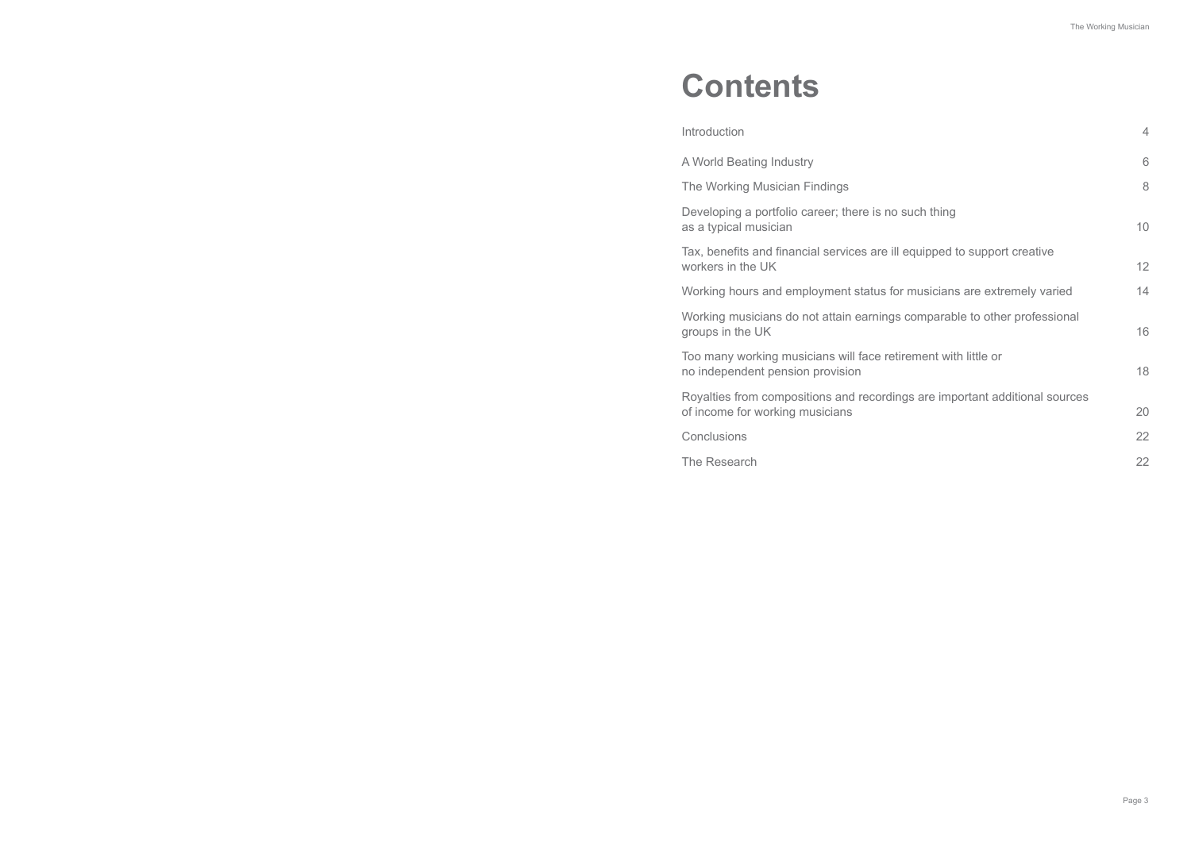# Contents

| | |
|---|---|
| Introduction | 4 |
| A World Beating Industry | 6 |
| The Working Musician Findings | 8 |
| Developing a portfolio career; there is no such thing as a typical musician | 10 |
| Tax, benefits and financial services are ill equipped to support creative workers in the UK | 12 |
| Working hours and employment status for musicians are extremely varied | 14 |
| Working musicians do not attain earnings comparable to other professional groups in the UK | 16 |
| Too many working musicians will face retirement with little or no independent pension provision | 18 |
| Royalties from compositions and recordings are important additional sources of income for working musicians | 20 |
| Conclusions | 22 |
| The Research | 22 |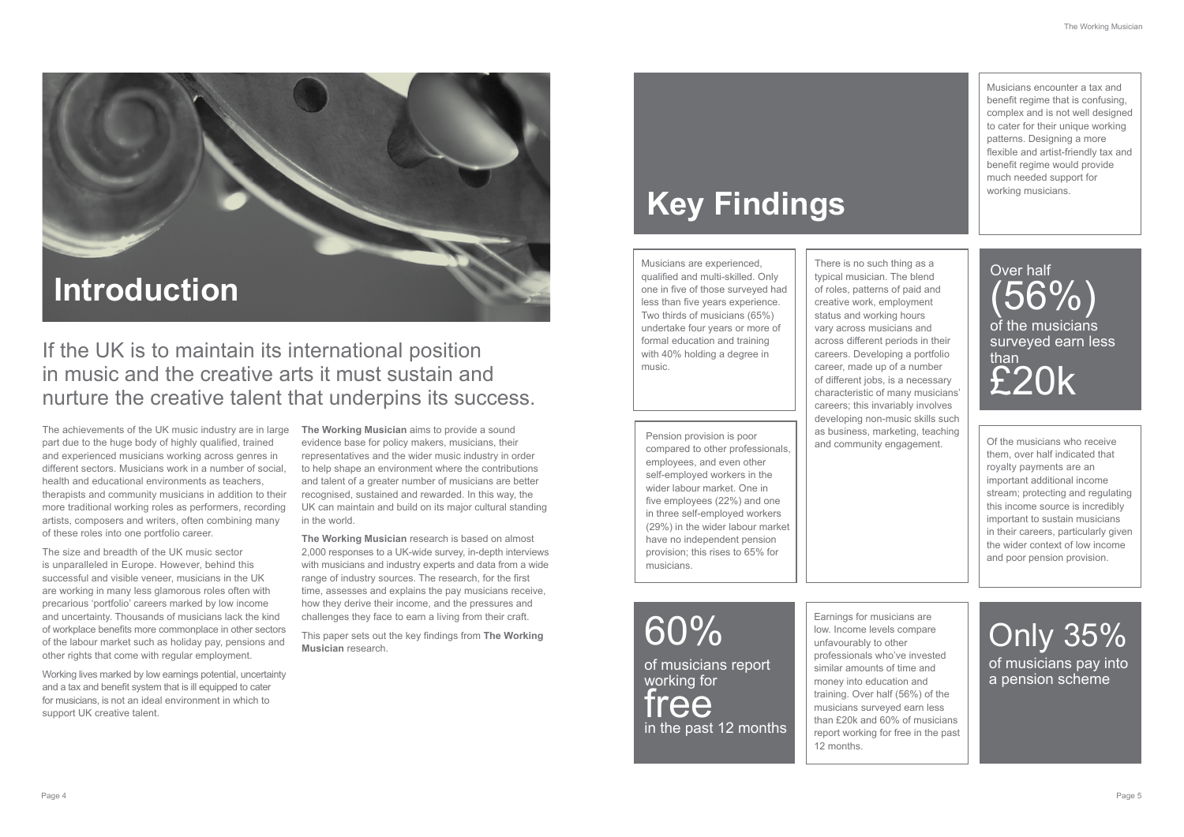# Introduction

## If the UK is to maintain its international position in music and the creative arts it must sustain and nurture the creative talent that underpins its success.

The achievements of the UK music industry are in large part due to the huge body of highly qualified, trained and experienced musicians working across genres in different sectors. Musicians work in a number of social, health and educational environments as teachers, therapists and community musicians in addition to their more traditional working roles as performers, recording artists, composers and writers, often combining many of these roles into one portfolio career.

The size and breadth of the UK music sector is unparalleled in Europe. However, behind this successful and visible veneer, musicians in the UK are working in many less glamorous roles often with precarious 'portfolio' careers marked by low income and uncertainty. Thousands of musicians lack the kind of workplace benefits more commonplace in other sectors of the labour market such as holiday pay, pensions and other rights that come with regular employment.

Working lives marked by low earnings potential, uncertainty and a tax and benefit system that is ill equipped to cater for musicians, is not an ideal environment in which to support UK creative talent.

**The Working Musician** aims to provide a sound evidence base for policy makers, musicians, their representatives and the wider music industry in order to help shape an environment where the contributions and talent of a greater number of musicians are better recognised, sustained and rewarded. In this way, the UK can maintain and build on its major cultural standing in the world.

**The Working Musician** research is based on almost 2,000 responses to a UK-wide survey, in-depth interviews with musicians and industry experts and data from a wide range of industry sources. The research, for the first time, assesses and explains the pay musicians receive, how they derive their income, and the pressures and challenges they face to earn a living from their craft.

This paper sets out the key findings from **The Working Musician** research.

# Key Findings

Musicians encounter a tax and benefit regime that is confusing, complex and is not well designed to cater for their unique working patterns. Designing a more flexible and artist-friendly tax and benefit regime would provide much needed support for working musicians.

Musicians are experienced, qualified and multi-skilled. Only one in five of those surveyed had less than five years experience. Two thirds of musicians (65%) undertake four years or more of formal education and training with 40% holding a degree in music.

There is no such thing as a typical musician. The blend of roles, patterns of paid and creative work, employment status and working hours vary across musicians and across different periods in their careers. Developing a portfolio career, made up of a number of different jobs, is a necessary characteristic of many musicians' careers; this invariably involves developing non-music skills such as business, marketing, teaching and community engagement.

Over half (56%) of the musicians surveyed earn less than £20k

Pension provision is poor compared to other professionals, employees, and even other self-employed workers in the wider labour market. One in five employees (22%) and one in three self-employed workers (29%) in the wider labour market have no independent pension provision; this rises to 65% for musicians.

Of the musicians who receive them, over half indicated that royalty payments are an important additional income stream; protecting and regulating this income source is incredibly important to sustain musicians in their careers, particularly given the wider context of low income and poor pension provision.

60% of musicians report working for free in the past 12 months

Earnings for musicians are low. Income levels compare unfavourably to other professionals who've invested similar amounts of time and money into education and training. Over half (56%) of the musicians surveyed earn less than £20k and 60% of musicians report working for free in the past 12 months.

Only 35% of musicians pay into a pension scheme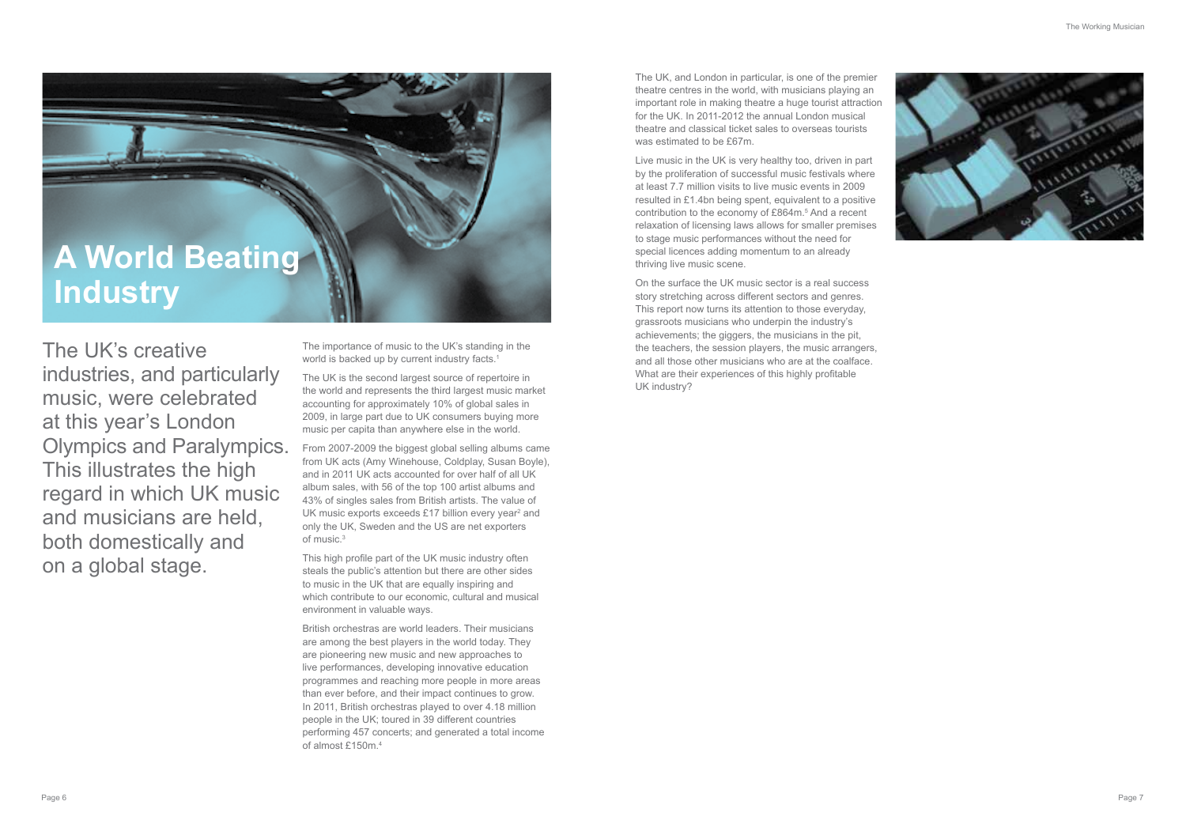# A World Beating Industry

The UK's creative industries, and particularly music, were celebrated at this year's London Olympics and Paralympics. This illustrates the high regard in which UK music and musicians are held, both domestically and on a global stage.

The importance of music to the UK's standing in the world is backed up by current industry facts.[1]

The UK is the second largest source of repertoire in the world and represents the third largest music market accounting for approximately 10% of global sales in 2009, in large part due to UK consumers buying more music per capita than anywhere else in the world.

From 2007-2009 the biggest global selling albums came from UK acts (Amy Winehouse, Coldplay, Susan Boyle), and in 2011 UK acts accounted for over half of all UK album sales, with 56 of the top 100 artist albums and 43% of singles sales from British artists. The value of UK music exports exceeds £17 billion every year[2] and only the UK, Sweden and the US are net exporters of music.[3]

This high profile part of the UK music industry often steals the public's attention but there are other sides to music in the UK that are equally inspiring and which contribute to our economic, cultural and musical environment in valuable ways.

British orchestras are world leaders. Their musicians are among the best players in the world today. They are pioneering new music and new approaches to live performances, developing innovative education programmes and reaching more people in more areas than ever before, and their impact continues to grow. In 2011, British orchestras played to over 4.18 million people in the UK; toured in 39 different countries performing 457 concerts; and generated a total income of almost £150m.[4]

The UK, and London in particular, is one of the premier theatre centres in the world, with musicians playing an important role in making theatre a huge tourist attraction for the UK. In 2011-2012 the annual London musical theatre and classical ticket sales to overseas tourists was estimated to be £67m.

Live music in the UK is very healthy too, driven in part by the proliferation of successful music festivals where at least 7.7 million visits to live music events in 2009 resulted in £1.4bn being spent, equivalent to a positive contribution to the economy of £864m.[5] And a recent relaxation of licensing laws allows for smaller premises to stage music performances without the need for special licences adding momentum to an already thriving live music scene.

On the surface the UK music sector is a real success story stretching across different sectors and genres. This report now turns its attention to those everyday, grassroots musicians who underpin the industry's achievements; the giggers, the musicians in the pit, the teachers, the session players, the music arrangers, and all those other musicians who are at the coalface. What are their experiences of this highly profitable UK industry?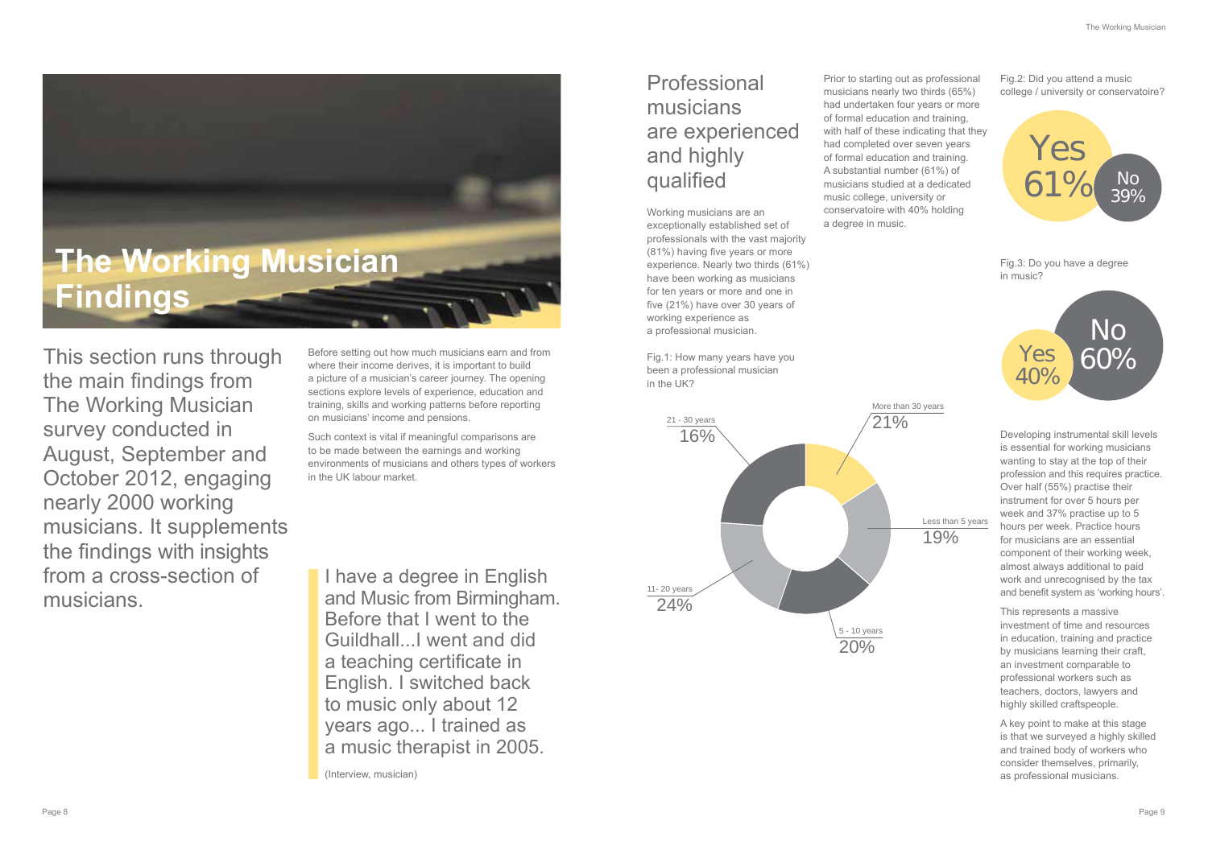# The Working Musician Findings

This section runs through the main findings from The Working Musician survey conducted in August, September and October 2012, engaging nearly 2000 working musicians. It supplements the findings with insights from a cross-section of musicians.

Before setting out how much musicians earn and from where their income derives, it is important to build a picture of a musician's career journey. The opening sections explore levels of experience, education and training, skills and working patterns before reporting on musicians' income and pensions.

Such context is vital if meaningful comparisons are to be made between the earnings and working environments of musicians and others types of workers in the UK labour market.

> I have a degree in English and Music from Birmingham. Before that I went to the Guildhall...I went and did a teaching certificate in English. I switched back to music only about 12 years ago... I trained as a music therapist in 2005.
>
> (Interview, musician)

## Professional musicians are experienced and highly qualified

Working musicians are an exceptionally established set of professionals with the vast majority (81%) having five years or more experience. Nearly two thirds (61%) have been working as musicians for ten years or more and one in five (21%) have over 30 years of working experience as a professional musician.

Fig.1: How many years have you been a professional musician in the UK?

| Years | % |
| --- | --- |
| More than 30 years | 21% |
| Less than 5 years | 19% |
| 5 - 10 years | 20% |
| 11- 20 years | 24% |
| 21 - 30 years | 16% |

Prior to starting out as professional musicians nearly two thirds (65%) had undertaken four years or more of formal education and training, with half of these indicating that they had completed over seven years of formal education and training. A substantial number (61%) of musicians studied at a dedicated music college, university or conservatoire with 40% holding a degree in music.

Fig.2: Did you attend a music college / university or conservatoire?

| Answer | % |
| --- | --- |
| Yes | 61% |
| No | 39% |

Fig.3: Do you have a degree in music?

| Answer | % |
| --- | --- |
| Yes | 40% |
| No | 60% |

Developing instrumental skill levels is essential for working musicians wanting to stay at the top of their profession and this requires practice. Over half (55%) practise their instrument for over 5 hours per week and 37% practise up to 5 hours per week. Practice hours for musicians are an essential component of their working week, almost always additional to paid work and unrecognised by the tax and benefit system as 'working hours'.

This represents a massive investment of time and resources in education, training and practice by musicians learning their craft, an investment comparable to professional workers such as teachers, doctors, lawyers and highly skilled craftspeople.

A key point to make at this stage is that we surveyed a highly skilled and trained body of workers who consider themselves, primarily, as professional musicians.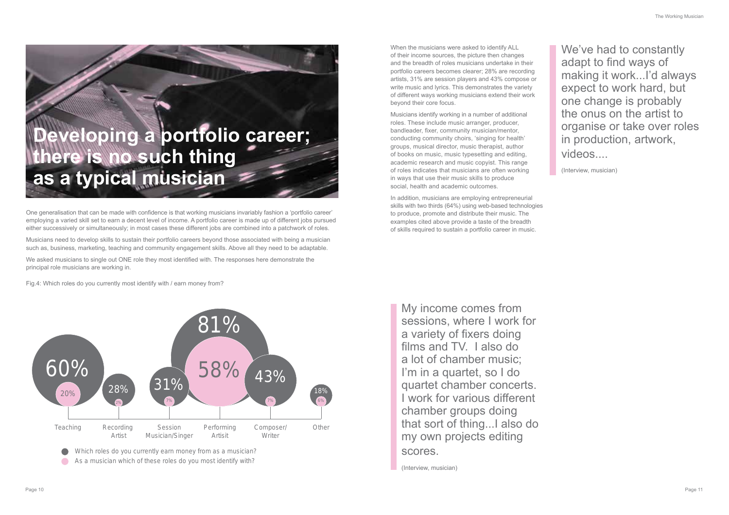# Developing a portfolio career; there is no such thing as a typical musician

One generalisation that can be made with confidence is that working musicians invariably fashion a 'portfolio career' employing a varied skill set to earn a decent level of income. A portfolio career is made up of different jobs pursued either successively or simultaneously; in most cases these different jobs are combined into a patchwork of roles.

Musicians need to develop skills to sustain their portfolio careers beyond those associated with being a musician such as, business, marketing, teaching and community engagement skills. Above all they need to be adaptable.

We asked musicians to single out ONE role they most identified with. The responses here demonstrate the principal role musicians are working in.

Fig.4: Which roles do you currently most identify with / earn money from?

| Role | Which roles do you currently earn money from as a musician? | As a musician which of these roles do you most identify with? |
|---|---|---|
| Teaching | 60% | 20% |
| Recording Artist | 28% | 2% |
| Session Musician/Singer | 31% | 7% |
| Performing Artsit | 81% | 58% |
| Composer/Writer | 43% | 7% |
| Other | 18% | 6% |

When the musicians were asked to identify ALL of their income sources, the picture then changes and the breadth of roles musicians undertake in their portfolio careers becomes clearer; 28% are recording artists, 31% are session players and 43% compose or write music and lyrics. This demonstrates the variety of different ways working musicians extend their work beyond their core focus.

Musicians identify working in a number of additional roles. These include music arranger, producer, bandleader, fixer, community musician/mentor, conducting community choirs, 'singing for health' groups, musical director, music therapist, author of books on music, music typesetting and editing, academic research and music copyist. This range of roles indicates that musicians are often working in ways that use their music skills to produce social, health and academic outcomes.

In addition, musicians are employing entrepreneurial skills with two thirds (64%) using web-based technologies to produce, promote and distribute their music. The examples cited above provide a taste of the breadth of skills required to sustain a portfolio career in music.

> My income comes from sessions, where I work for a variety of fixers doing films and TV. I also do a lot of chamber music; I'm in a quartet, so I do quartet chamber concerts. I work for various different chamber groups doing that sort of thing...I also do my own projects editing scores.
>
> (Interview, musician)

> We've had to constantly adapt to find ways of making it work...I'd always expect to work hard, but one change is probably the onus on the artist to organise or take over roles in production, artwork, videos....
>
> (Interview, musician)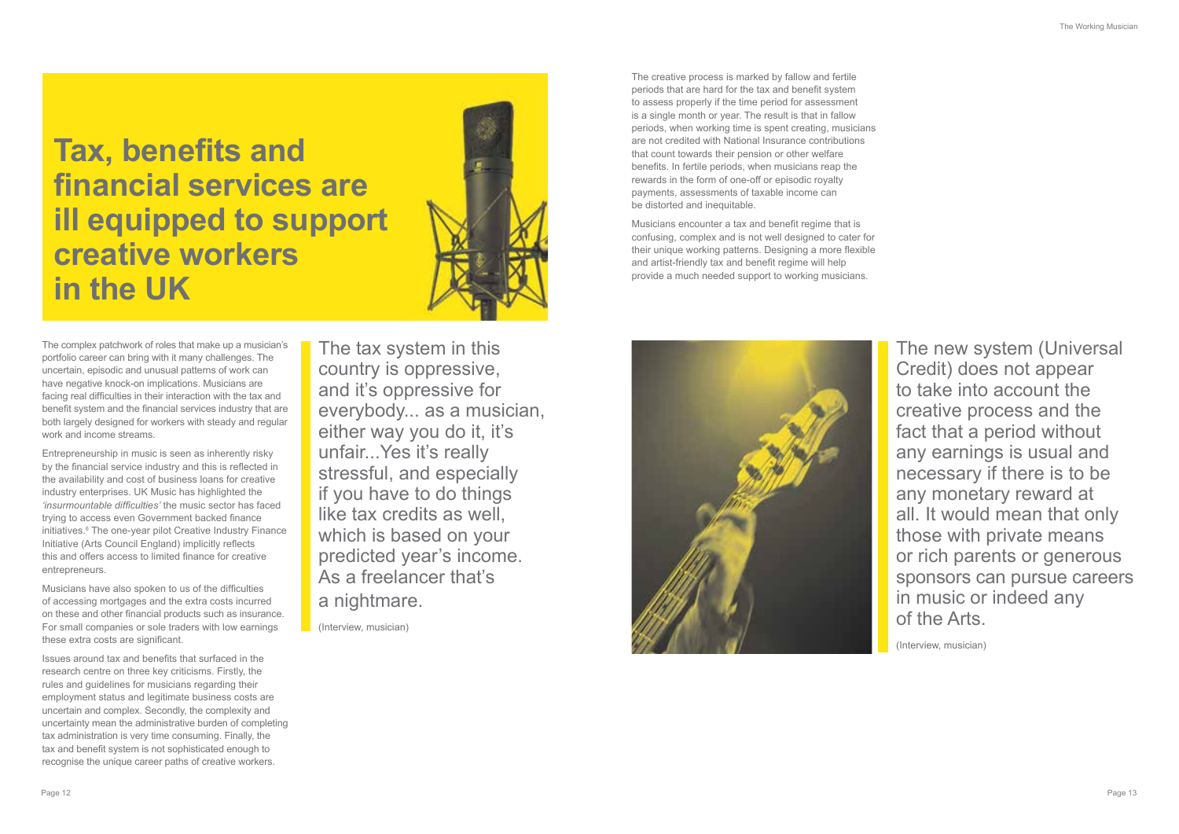# Tax, benefits and financial services are ill equipped to support creative workers in the UK

The complex patchwork of roles that make up a musician's portfolio career can bring with it many challenges. The uncertain, episodic and unusual patterns of work can have negative knock-on implications. Musicians are facing real difficulties in their interaction with the tax and benefit system and the financial services industry that are both largely designed for workers with steady and regular work and income streams.

Entrepreneurship in music is seen as inherently risky by the financial service industry and this is reflected in the availability and cost of business loans for creative industry enterprises. UK Music has highlighted the *'insurmountable difficulties'* the music sector has faced trying to access even Government backed finance initiatives.[6] The one-year pilot Creative Industry Finance Initiative (Arts Council England) implicitly reflects this and offers access to limited finance for creative entrepreneurs.

Musicians have also spoken to us of the difficulties of accessing mortgages and the extra costs incurred on these and other financial products such as insurance. For small companies or sole traders with low earnings these extra costs are significant.

Issues around tax and benefits that surfaced in the research centre on three key criticisms. Firstly, the rules and guidelines for musicians regarding their employment status and legitimate business costs are uncertain and complex. Secondly, the complexity and uncertainty mean the administrative burden of completing tax administration is very time consuming. Finally, the tax and benefit system is not sophisticated enough to recognise the unique career paths of creative workers.

> The tax system in this country is oppressive, and it's oppressive for everybody... as a musician, either way you do it, it's unfair...Yes it's really stressful, and especially if you have to do things like tax credits as well, which is based on your predicted year's income. As a freelancer that's a nightmare.
>
> (Interview, musician)

The creative process is marked by fallow and fertile periods that are hard for the tax and benefit system to assess properly if the time period for assessment is a single month or year. The result is that in fallow periods, when working time is spent creating, musicians are not credited with National Insurance contributions that count towards their pension or other welfare benefits. In fertile periods, when musicians reap the rewards in the form of one-off or episodic royalty payments, assessments of taxable income can be distorted and inequitable.

Musicians encounter a tax and benefit regime that is confusing, complex and is not well designed to cater for their unique working patterns. Designing a more flexible and artist-friendly tax and benefit regime will help provide a much needed support to working musicians.

> The new system (Universal Credit) does not appear to take into account the creative process and the fact that a period without any earnings is usual and necessary if there is to be any monetary reward at all. It would mean that only those with private means or rich parents or generous sponsors can pursue careers in music or indeed any of the Arts.
>
> (Interview, musician)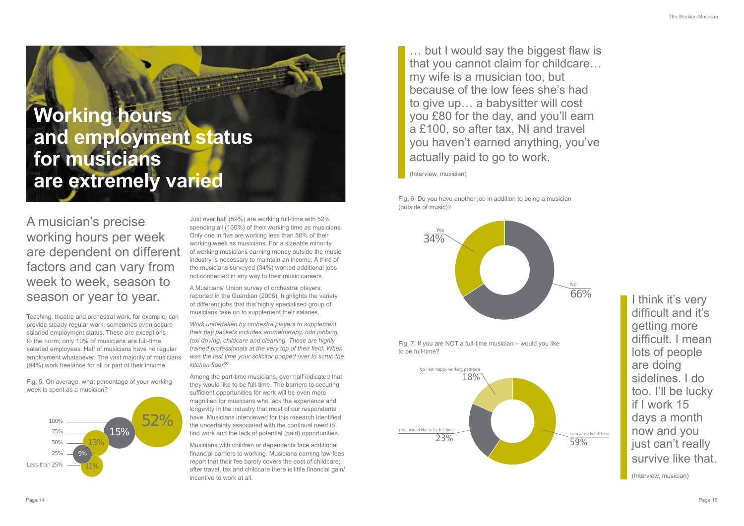# Working hours and employment status for musicians are extremely varied

A musician's precise working hours per week are dependent on different factors and can vary from week to week, season to season or year to year.

Teaching, theatre and orchestral work, for example, can provide steady regular work, sometimes even secure salaried employment status. These are exceptions to the norm; only 10% of musicians are full-time salaried employees. Half of musicians have no regular employment whatsoever. The vast majority of musicians (94%) work freelance for all or part of their income.

Fig. 5: On average, what percentage of your working week is spent as a musician?

| Percentage of working week | Respondents |
|---|---|
| 100% | 52% |
| 75% | 15% |
| 50% | 13% |
| 25% | 9% |
| Less than 25% | 11% |

Just over half (59%) are working full-time with 52% spending all (100%) of their working time as musicians. Only one in five are working less than 50% of their working week as musicians. For a sizeable minority of working musicians earning money outside the music industry is necessary to maintain an income. A third of the musicians surveyed (34%) worked additional jobs not connected in any way to their music careers.

A Musicians' Union survey of orchestral players, reported in the Guardian (2006), highlights the variety of different jobs that this highly specialised group of musicians take on to supplement their salaries.

*Work undertaken by orchestra players to supplement their pay packets includes aromatherapy, odd jobbing, taxi driving, childcare and cleaning. These are highly trained professionals at the very top of their field. When was the last time your solicitor popped over to scrub the kitchen floor?*[7]

Among the part-time musicians, over half indicated that they would like to be full-time. The barriers to securing sufficient opportunities for work will be even more magnified for musicians who lack the experience and longevity in the industry that most of our respondents have. Musicians interviewed for this research identified the uncertainty associated with the continual need to find work and the lack of potential (paid) opportunities.

Musicians with children or dependents face additional financial barriers to working. Musicians earning low fees report that their fee barely covers the cost of childcare; after travel, tax and childcare there is little financial gain/ incentive to work at all.

> … but I would say the biggest flaw is that you cannot claim for childcare… my wife is a musician too, but because of the low fees she's had to give up… a babysitter will cost you £80 for the day, and you'll earn a £100, so after tax, NI and travel you haven't earned anything, you've actually paid to go to work.
>
> (Interview, musician)

Fig. 6: Do you have another job in addition to being a musician (outside of music)?

| Response | Percentage |
|---|---|
| Yes | 34% |
| No | 66% |

Fig. 7: If you are NOT a full-time musician – would you like to be full-time?

| Response | Percentage |
|---|---|
| No I am happy working part-time | 18% |
| Yes I would like to be full-time | 23% |
| I am already full-time | 59% |

> I think it's very difficult and it's getting more difficult. I mean lots of people are doing sidelines. I do too. I'll be lucky if I work 15 days a month now and you just can't really survive like that.
>
> (Interview, musician)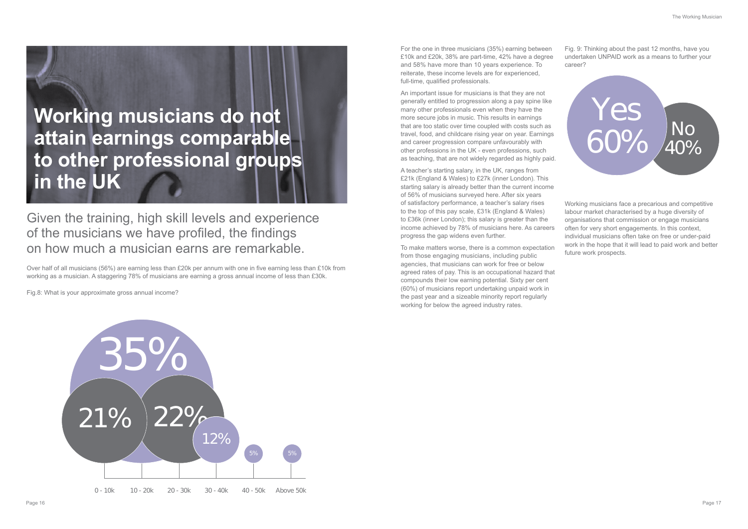# Working musicians do not attain earnings comparable to other professional groups in the UK

## Given the training, high skill levels and experience of the musicians we have profiled, the findings on how much a musician earns are remarkable.

Over half of all musicians (56%) are earning less than £20k per annum with one in five earning less than £10k from working as a musician. A staggering 78% of musicians are earning a gross annual income of less than £30k.

Fig.8: What is your approximate gross annual income?

| Income | Percentage |
|---|---|
| 0 - 10k | 21% |
| 10 - 20k | 35% |
| 20 - 30k | 22% |
| 30 - 40k | 12% |
| 40 - 50k | 5% |
| Above 50k | 5% |

For the one in three musicians (35%) earning between £10k and £20k, 38% are part-time, 42% have a degree and 58% have more than 10 years experience. To reiterate, these income levels are for experienced, full-time, qualified professionals.

An important issue for musicians is that they are not generally entitled to progression along a pay spine like many other professionals even when they have the more secure jobs in music. This results in earnings that are too static over time coupled with costs such as travel, food, and childcare rising year on year. Earnings and career progression compare unfavourably with other professions in the UK - even professions, such as teaching, that are not widely regarded as highly paid.

A teacher's starting salary, in the UK, ranges from £21k (England & Wales) to £27k (inner London). This starting salary is already better than the current income of 56% of musicians surveyed here. After six years of satisfactory performance, a teacher's salary rises to the top of this pay scale, £31k (England & Wales) to £36k (inner London); this salary is greater than the income achieved by 78% of musicians here. As careers progress the gap widens even further.

To make matters worse, there is a common expectation from those engaging musicians, including public agencies, that musicians can work for free or below agreed rates of pay. This is an occupational hazard that compounds their low earning potential. Sixty per cent (60%) of musicians report undertaking unpaid work in the past year and a sizeable minority report regularly working for below the agreed industry rates.

Fig. 9: Thinking about the past 12 months, have you undertaken UNPAID work as a means to further your career?

| Response | Percentage |
|---|---|
| Yes | 60% |
| No | 40% |

Working musicians face a precarious and competitive labour market characterised by a huge diversity of organisations that commission or engage musicians often for very short engagements. In this context, individual musicians often take on free or under-paid work in the hope that it will lead to paid work and better future work prospects.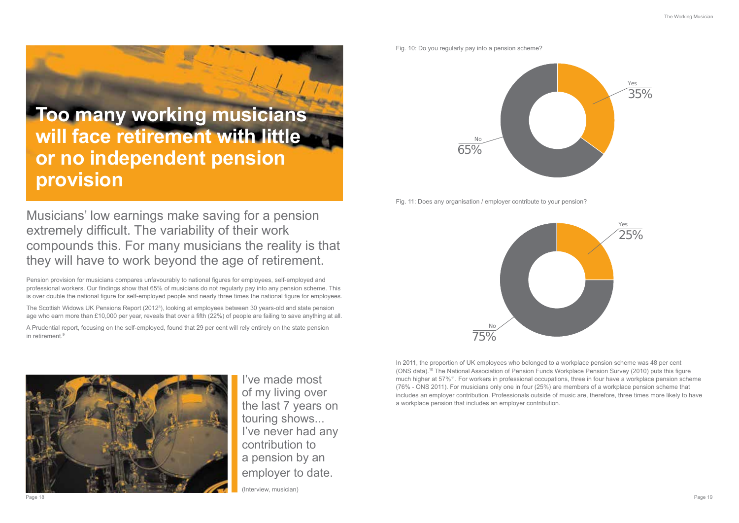# Too many working musicians will face retirement with little or no independent pension provision

Musicians' low earnings make saving for a pension extremely difficult. The variability of their work compounds this. For many musicians the reality is that they will have to work beyond the age of retirement.

Pension provision for musicians compares unfavourably to national figures for employees, self-employed and professional workers. Our findings show that 65% of musicians do not regularly pay into any pension scheme. This is over double the national figure for self-employed people and nearly three times the national figure for employees.

The Scottish Widows UK Pensions Report (2012[8]), looking at employees between 30 years-old and state pension age who earn more than £10,000 per year, reveals that over a fifth (22%) of people are failing to save anything at all.

A Prudential report, focusing on the self-employed, found that 29 per cent will rely entirely on the state pension in retirement.[9]

> I've made most of my living over the last 7 years on touring shows... I've never had any contribution to a pension by an employer to date.
>
> (Interview, musician)

Fig. 10: Do you regularly pay into a pension scheme?

| Response | % |
| --- | --- |
| Yes | 35% |
| No | 65% |

Fig. 11: Does any organisation / employer contribute to your pension?

| Response | % |
| --- | --- |
| Yes | 25% |
| No | 75% |

In 2011, the proportion of UK employees who belonged to a workplace pension scheme was 48 per cent (ONS data).[10] The National Association of Pension Funds Workplace Pension Survey (2010) puts this figure much higher at 57%[11]. For workers in professional occupations, three in four have a workplace pension scheme (76% - ONS 2011). For musicians only one in four (25%) are members of a workplace pension scheme that includes an employer contribution. Professionals outside of music are, therefore, three times more likely to have a workplace pension that includes an employer contribution.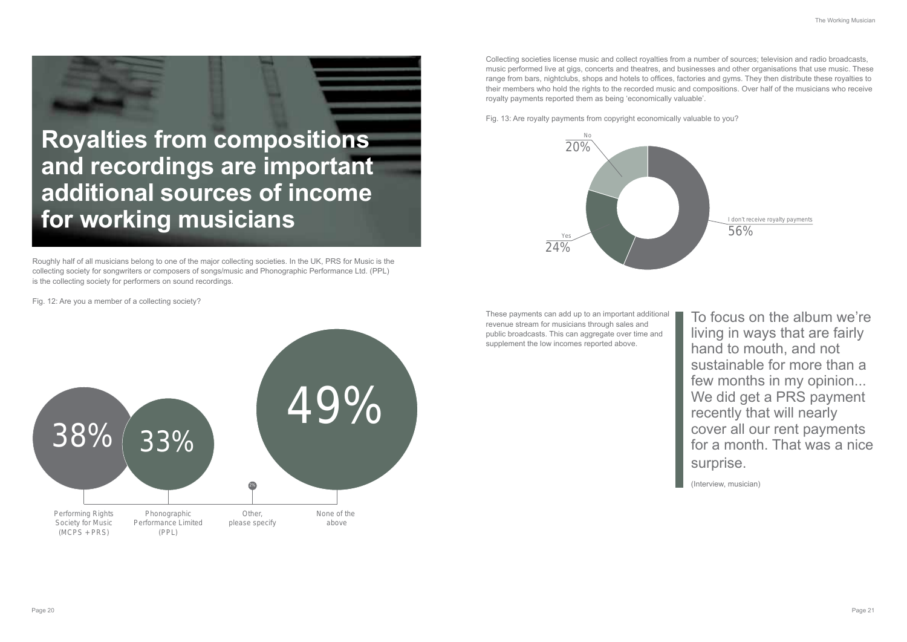# Royalties from compositions and recordings are important additional sources of income for working musicians

Roughly half of all musicians belong to one of the major collecting societies. In the UK, PRS for Music is the collecting society for songwriters or composers of songs/music and Phonographic Performance Ltd. (PPL) is the collecting society for performers on sound recordings.

Fig. 12: Are you a member of a collecting society?

| Response | % |
|---|---|
| Performing Rights Society for Music (MCPS + PRS) | 38% |
| Phonographic Performance Limited (PPL) | 33% |
| Other, please specify | 2% |
| None of the above | 49% |

Collecting societies license music and collect royalties from a number of sources; television and radio broadcasts, music performed live at gigs, concerts and theatres, and businesses and other organisations that use music. These range from bars, nightclubs, shops and hotels to offices, factories and gyms. They then distribute these royalties to their members who hold the rights to the recorded music and compositions. Over half of the musicians who receive royalty payments reported them as being 'economically valuable'.

Fig. 13: Are royalty payments from copyright economically valuable to you?

| Response | % |
|---|---|
| No | 20% |
| Yes | 24% |
| I don't receive royalty payments | 56% |

These payments can add up to an important additional revenue stream for musicians through sales and public broadcasts. This can aggregate over time and supplement the low incomes reported above.

> To focus on the album we're living in ways that are fairly hand to mouth, and not sustainable for more than a few months in my opinion... We did get a PRS payment recently that will nearly cover all our rent payments for a month. That was a nice surprise.
>
> (Interview, musician)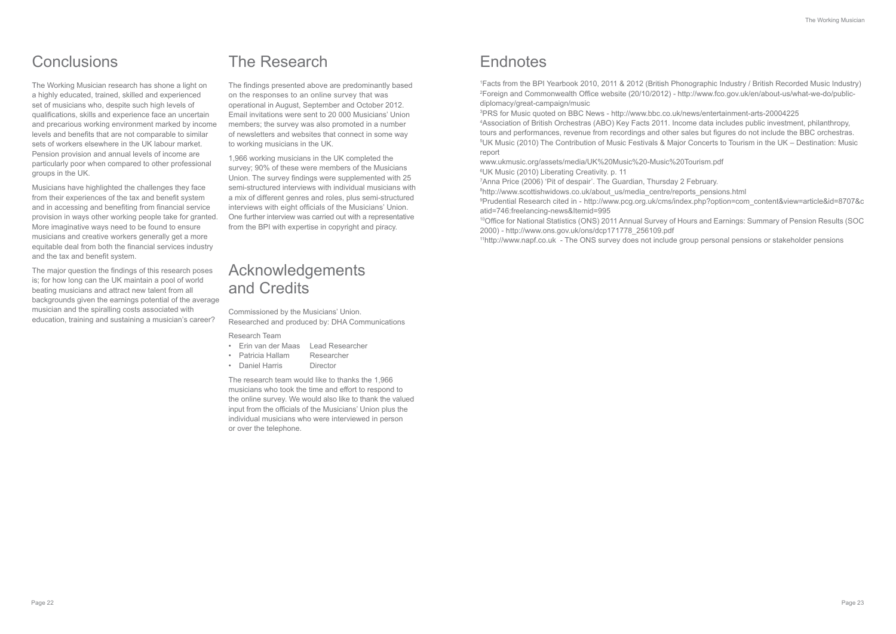# Conclusions

The Working Musician research has shone a light on a highly educated, trained, skilled and experienced set of musicians who, despite such high levels of qualifications, skills and experience face an uncertain and precarious working environment marked by income levels and benefits that are not comparable to similar sets of workers elsewhere in the UK labour market. Pension provision and annual levels of income are particularly poor when compared to other professional groups in the UK.

Musicians have highlighted the challenges they face from their experiences of the tax and benefit system and in accessing and benefiting from financial service provision in ways other working people take for granted. More imaginative ways need to be found to ensure musicians and creative workers generally get a more equitable deal from both the financial services industry and the tax and benefit system.

The major question the findings of this research poses is; for how long can the UK maintain a pool of world beating musicians and attract new talent from all backgrounds given the earnings potential of the average musician and the spiralling costs associated with education, training and sustaining a musician's career?

# The Research

The findings presented above are predominantly based on the responses to an online survey that was operational in August, September and October 2012. Email invitations were sent to 20 000 Musicians' Union members; the survey was also promoted in a number of newsletters and websites that connect in some way to working musicians in the UK.

1,966 working musicians in the UK completed the survey; 90% of these were members of the Musicians Union. The survey findings were supplemented with 25 semi-structured interviews with individual musicians with a mix of different genres and roles, plus semi-structured interviews with eight officials of the Musicians' Union. One further interview was carried out with a representative from the BPI with expertise in copyright and piracy.

# Acknowledgements and Credits

Commissioned by the Musicians' Union.
Researched and produced by: DHA Communications

Research Team

- Erin van der Maas Lead Researcher
- Patricia Hallam Researcher
- Daniel Harris Director

The research team would like to thanks the 1,966 musicians who took the time and effort to respond to the online survey. We would also like to thank the valued input from the officials of the Musicians' Union plus the individual musicians who were interviewed in person or over the telephone.

# Endnotes

[1] Facts from the BPI Yearbook 2010, 2011 & 2012 (British Phonographic Industry / British Recorded Music Industry)
[2] Foreign and Commonwealth Office website (20/10/2012) - http://www.fco.gov.uk/en/about-us/what-we-do/public-diplomacy/great-campaign/music
[3] PRS for Music quoted on BBC News - http://www.bbc.co.uk/news/entertainment-arts-20004225
[4] Association of British Orchestras (ABO) Key Facts 2011. Income data includes public investment, philanthropy, tours and performances, revenue from recordings and other sales but figures do not include the BBC orchestras.
[5] UK Music (2010) The Contribution of Music Festivals & Major Concerts to Tourism in the UK – Destination: Music report
www.ukmusic.org/assets/media/UK%20Music%20-Music%20Tourism.pdf
[6] UK Music (2010) Liberating Creativity. p. 11
[7] Anna Price (2006) 'Pit of despair'. The Guardian, Thursday 2 February.
[8] http://www.scottishwidows.co.uk/about_us/media_centre/reports_pensions.html
[9] Prudential Research cited in - http://www.pcg.org.uk/cms/index.php?option=com_content&view=article&id=8707&catid=746:freelancing-news&Itemid=995
[10] Office for National Statistics (ONS) 2011 Annual Survey of Hours and Earnings: Summary of Pension Results (SOC 2000) - http://www.ons.gov.uk/ons/dcp171778_256109.pdf
[11] http://www.napf.co.uk - The ONS survey does not include group personal pensions or stakeholder pensions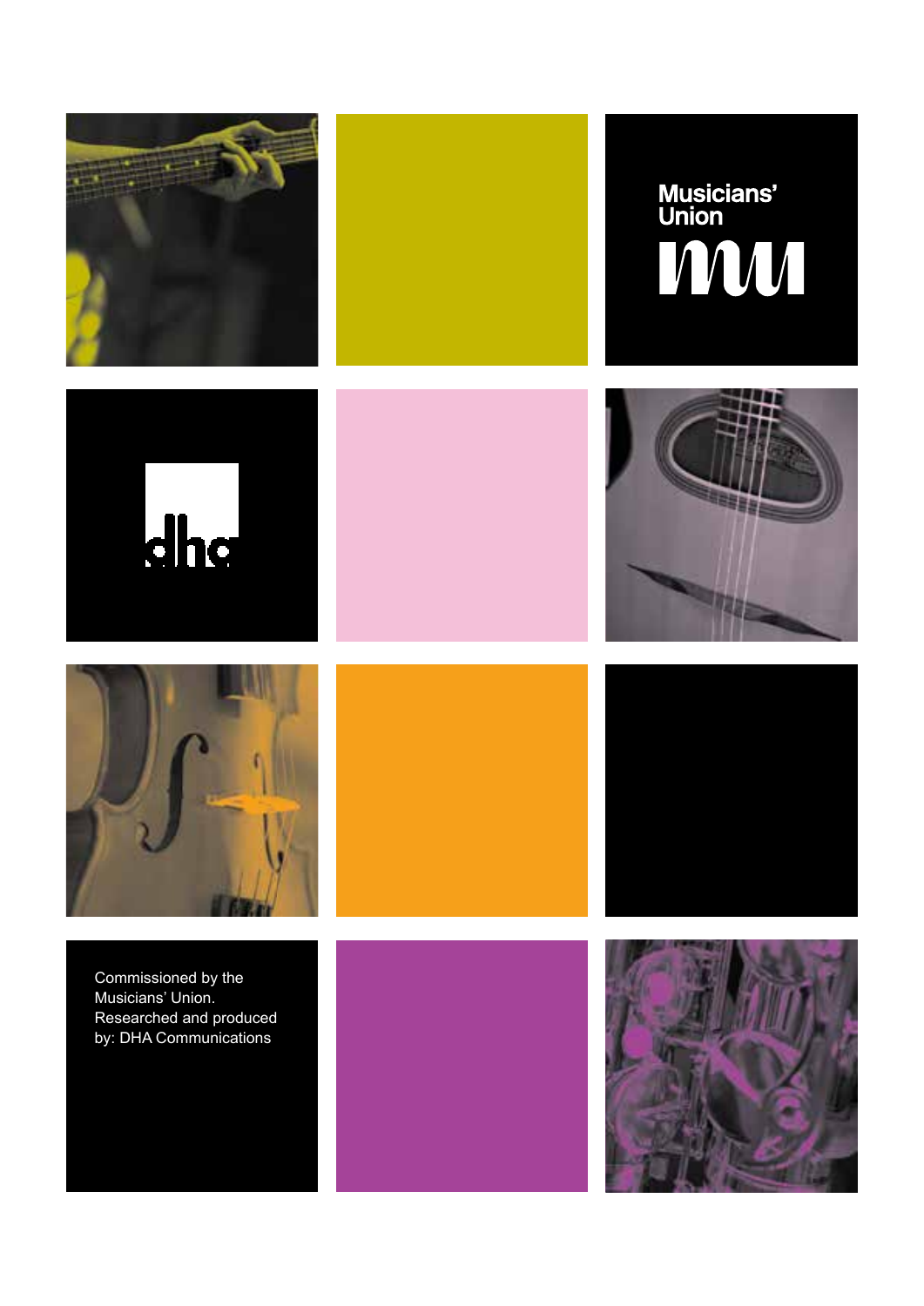Musicians' Union

Commissioned by the Musicians' Union. Researched and produced by: DHA Communications